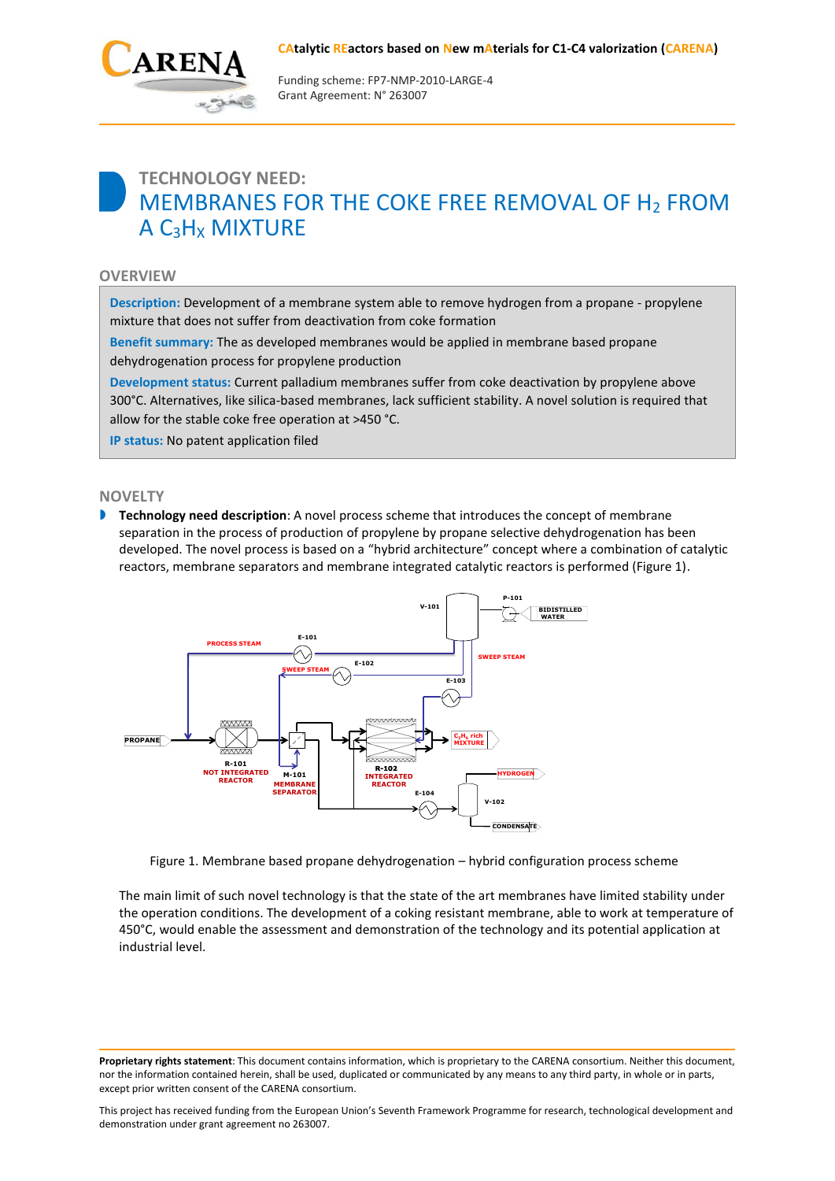CAtalytic REactors based on New mAterials for C1-C4 valorization (CARENA)

Funding scheme: FP7-NMP-2010-LARGE-4
Grant Agreement: N° 263007

# TECHNOLOGY NEED:
# MEMBRANES FOR THE COKE FREE REMOVAL OF $H_2$ FROM A $C_3H_X$ MIXTURE

## OVERVIEW

**Description:** Development of a membrane system able to remove hydrogen from a propane - propylene mixture that does not suffer from deactivation from coke formation

**Benefit summary:** The as developed membranes would be applied in membrane based propane dehydrogenation process for propylene production

**Development status:** Current palladium membranes suffer from coke deactivation by propylene above 300°C. Alternatives, like silica-based membranes, lack sufficient stability. A novel solution is required that allow for the stable coke free operation at >450 °C.

**IP status:** No patent application filed

## NOVELTY

- **Technology need description**: A novel process scheme that introduces the concept of membrane separation in the process of production of propylene by propane selective dehydrogenation has been developed. The novel process is based on a "hybrid architecture" concept where a combination of catalytic reactors, membrane separators and membrane integrated catalytic reactors is performed (Figure 1).

Figure 1. Membrane based propane dehydrogenation – hybrid configuration process scheme

The main limit of such novel technology is that the state of the art membranes have limited stability under the operation conditions. The development of a coking resistant membrane, able to work at temperature of 450°C, would enable the assessment and demonstration of the technology and its potential application at industrial level.

**Proprietary rights statement**: This document contains information, which is proprietary to the CARENA consortium. Neither this document, nor the information contained herein, shall be used, duplicated or communicated by any means to any third party, in whole or in parts, except prior written consent of the CARENA consortium.

This project has received funding from the European Union's Seventh Framework Programme for research, technological development and demonstration under grant agreement no 263007.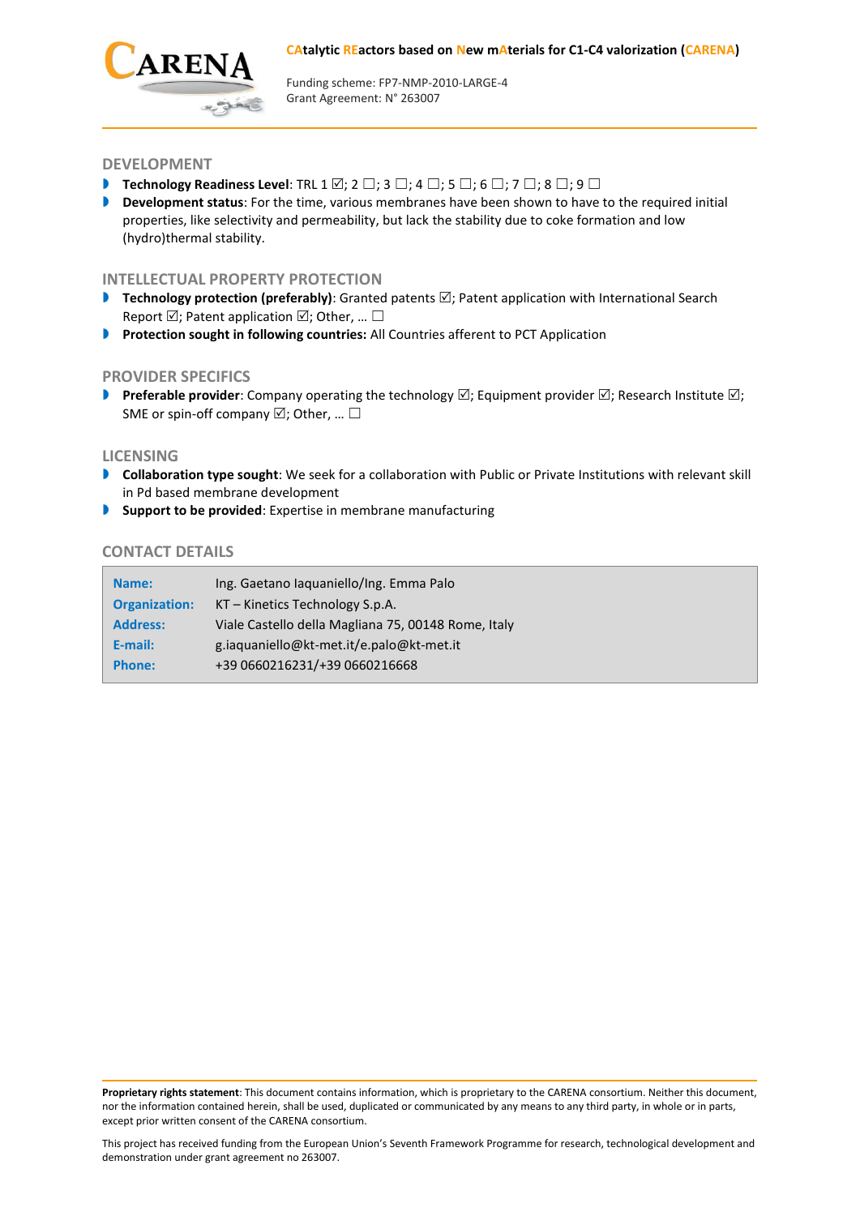## DEVELOPMENT

- **Technology Readiness Level**: TRL 1 ☑; 2 ☐; 3 ☐; 4 ☐; 5 ☐; 6 ☐; 7 ☐; 8 ☐; 9 ☐
- **Development status**: For the time, various membranes have been shown to have to the required initial properties, like selectivity and permeability, but lack the stability due to coke formation and low (hydro)thermal stability.

## INTELLECTUAL PROPERTY PROTECTION

- **Technology protection (preferably)**: Granted patents ☑; Patent application with International Search Report ☑; Patent application ☑; Other, … ☐
- **Protection sought in following countries:** All Countries afferent to PCT Application

## PROVIDER SPECIFICS

- **Preferable provider**: Company operating the technology ☑; Equipment provider ☑; Research Institute ☑; SME or spin-off company ☑; Other, … ☐

## LICENSING

- **Collaboration type sought**: We seek for a collaboration with Public or Private Institutions with relevant skill in Pd based membrane development
- **Support to be provided**: Expertise in membrane manufacturing

## CONTACT DETAILS

| | |
|---|---|
| **Name:** | Ing. Gaetano Iaquaniello/Ing. Emma Palo |
| **Organization:** | KT – Kinetics Technology S.p.A. |
| **Address:** | Viale Castello della Magliana 75, 00148 Rome, Italy |
| **E-mail:** | g.iaquaniello@kt-met.it/e.palo@kt-met.it |
| **Phone:** | +39 0660216231/+39 0660216668 |

**Proprietary rights statement**: This document contains information, which is proprietary to the CARENA consortium. Neither this document, nor the information contained herein, shall be used, duplicated or communicated by any means to any third party, in whole or in parts, except prior written consent of the CARENA consortium.

This project has received funding from the European Union's Seventh Framework Programme for research, technological development and demonstration under grant agreement no 263007.